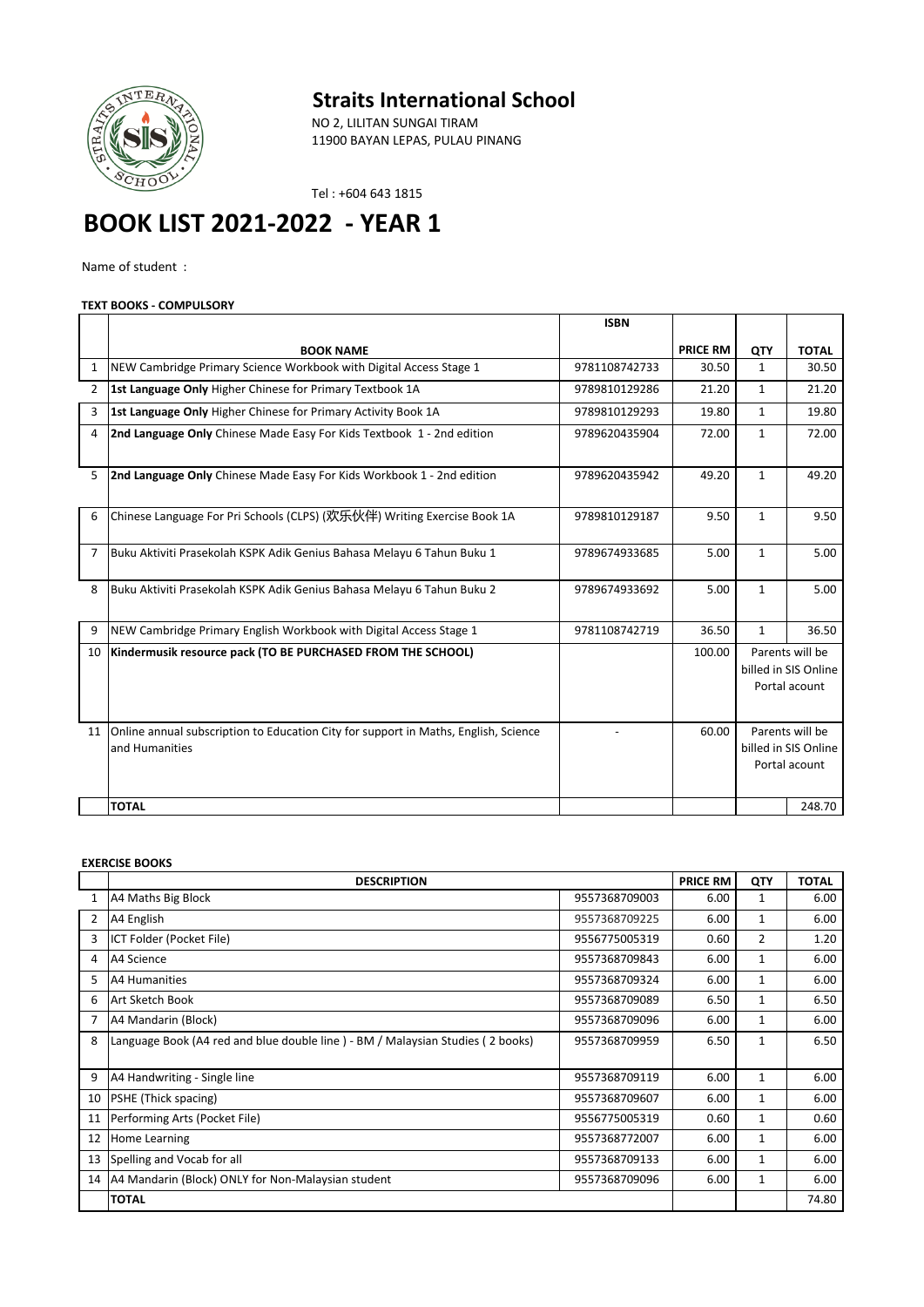# Straits International School

NO 2, LILITAN SUNGAI TIRAM
11900 BAYAN LEPAS, PULAU PINANG

Tel : +604 643 1815

# BOOK LIST 2021-2022 - YEAR 1

Name of student :

**TEXT BOOKS - COMPULSORY**

| | BOOK NAME | ISBN | PRICE RM | QTY | TOTAL |
|---|---|---|---|---|---|
| 1 | NEW Cambridge Primary Science Workbook with Digital Access Stage 1 | 9781108742733 | 30.50 | 1 | 30.50 |
| 2 | **1st Language Only** Higher Chinese for Primary Textbook 1A | 9789810129286 | 21.20 | 1 | 21.20 |
| 3 | **1st Language Only** Higher Chinese for Primary Activity Book 1A | 9789810129293 | 19.80 | 1 | 19.80 |
| 4 | **2nd Language Only** Chinese Made Easy For Kids Textbook 1 - 2nd edition | 9789620435904 | 72.00 | 1 | 72.00 |
| 5 | **2nd Language Only** Chinese Made Easy For Kids Workbook 1 - 2nd edition | 9789620435942 | 49.20 | 1 | 49.20 |
| 6 | Chinese Language For Pri Schools (CLPS) (欢乐伙伴) Writing Exercise Book 1A | 9789810129187 | 9.50 | 1 | 9.50 |
| 7 | Buku Aktiviti Prasekolah KSPK Adik Genius Bahasa Melayu 6 Tahun Buku 1 | 9789674933685 | 5.00 | 1 | 5.00 |
| 8 | Buku Aktiviti Prasekolah KSPK Adik Genius Bahasa Melayu 6 Tahun Buku 2 | 9789674933692 | 5.00 | 1 | 5.00 |
| 9 | NEW Cambridge Primary English Workbook with Digital Access Stage 1 | 9781108742719 | 36.50 | 1 | 36.50 |
| 10 | **Kindermusik resource pack (TO BE PURCHASED FROM THE SCHOOL)** | | 100.00 | Parents will be billed in SIS Online Portal acount | |
| 11 | Online annual subscription to Education City for support in Maths, English, Science and Humanities | - | 60.00 | Parents will be billed in SIS Online Portal acount | |
| | **TOTAL** | | | | 248.70 |

**EXERCISE BOOKS**

| | DESCRIPTION | | PRICE RM | QTY | TOTAL |
|---|---|---|---|---|---|
| 1 | A4 Maths Big Block | 9557368709003 | 6.00 | 1 | 6.00 |
| 2 | A4 English | 9557368709225 | 6.00 | 1 | 6.00 |
| 3 | ICT Folder (Pocket File) | 9556775005319 | 0.60 | 2 | 1.20 |
| 4 | A4 Science | 9557368709843 | 6.00 | 1 | 6.00 |
| 5 | A4 Humanities | 9557368709324 | 6.00 | 1 | 6.00 |
| 6 | Art Sketch Book | 9557368709089 | 6.50 | 1 | 6.50 |
| 7 | A4 Mandarin (Block) | 9557368709096 | 6.00 | 1 | 6.00 |
| 8 | Language Book (A4 red and blue double line ) - BM / Malaysian Studies ( 2 books) | 9557368709959 | 6.50 | 1 | 6.50 |
| 9 | A4 Handwriting - Single line | 9557368709119 | 6.00 | 1 | 6.00 |
| 10 | PSHE (Thick spacing) | 9557368709607 | 6.00 | 1 | 6.00 |
| 11 | Performing Arts (Pocket File) | 9556775005319 | 0.60 | 1 | 0.60 |
| 12 | Home Learning | 9557368772007 | 6.00 | 1 | 6.00 |
| 13 | Spelling and Vocab for all | 9557368709133 | 6.00 | 1 | 6.00 |
| 14 | A4 Mandarin (Block) ONLY for Non-Malaysian student | 9557368709096 | 6.00 | 1 | 6.00 |
| | **TOTAL** | | | | 74.80 |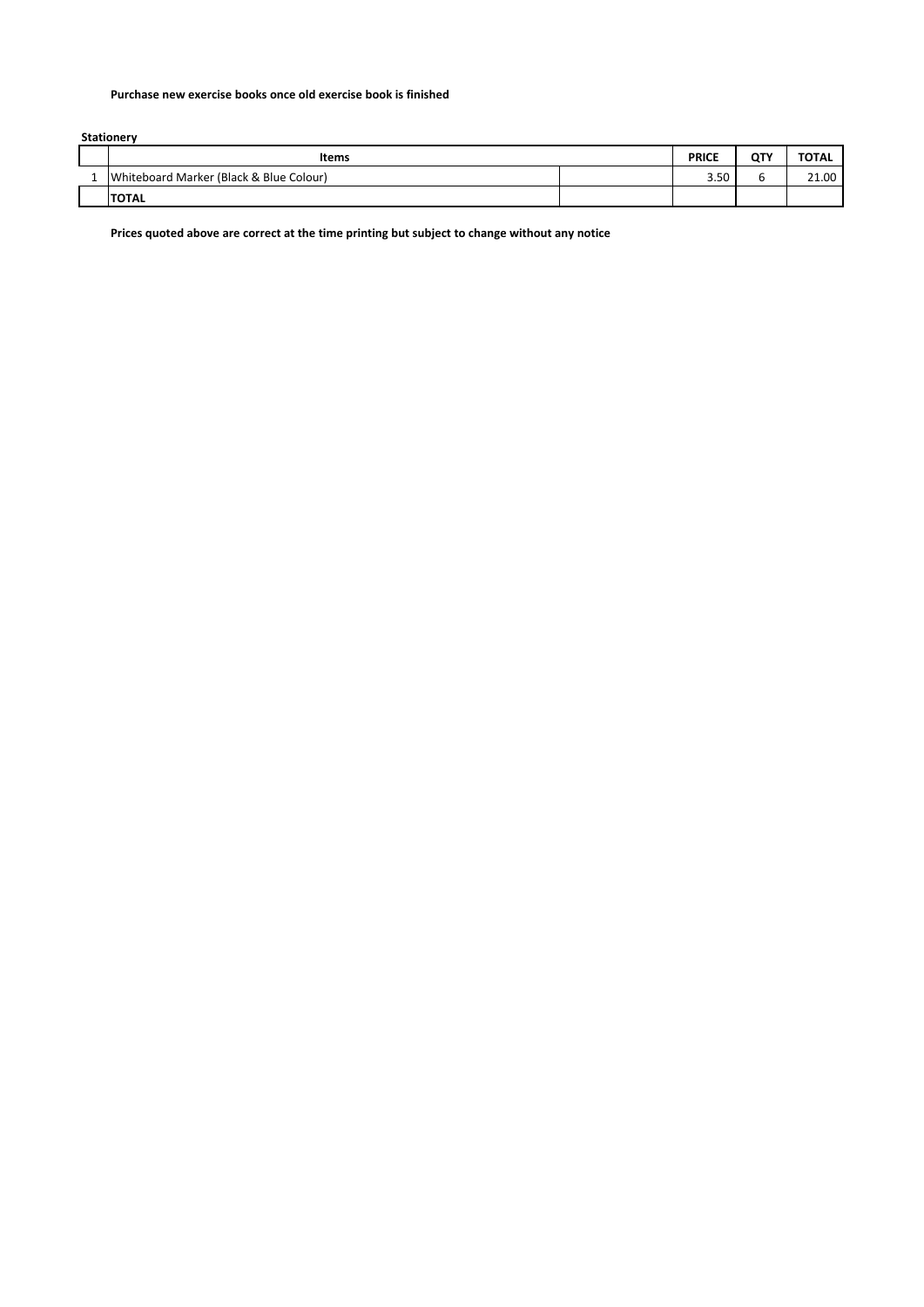**Purchase new exercise books once old exercise book is finished**

**Stationery**

| | Items | | PRICE | QTY | TOTAL |
|---|---|---|---|---|---|
| 1 | Whiteboard Marker (Black & Blue Colour) | | 3.50 | 6 | 21.00 |
| | **TOTAL** | | | | |

**Prices quoted above are correct at the time printing but subject to change without any notice**